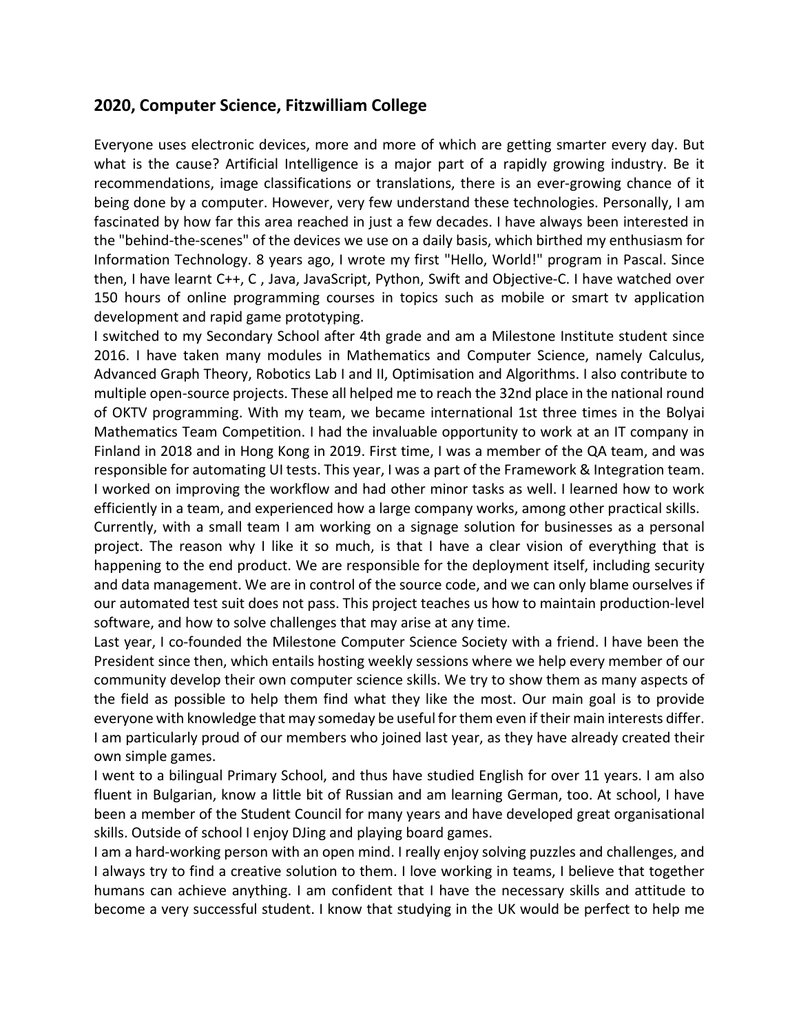## 2020, Computer Science, Fitzwilliam College

Everyone uses electronic devices, more and more of which are getting smarter every day. But what is the cause? Artificial Intelligence is a major part of a rapidly growing industry. Be it recommendations, image classifications or translations, there is an ever-growing chance of it being done by a computer. However, very few understand these technologies. Personally, I am fascinated by how far this area reached in just a few decades. I have always been interested in the "behind-the-scenes" of the devices we use on a daily basis, which birthed my enthusiasm for Information Technology. 8 years ago, I wrote my first "Hello, World!" program in Pascal. Since then, I have learnt C++, C , Java, JavaScript, Python, Swift and Objective-C. I have watched over 150 hours of online programming courses in topics such as mobile or smart tv application development and rapid game prototyping.

I switched to my Secondary School after 4th grade and am a Milestone Institute student since 2016. I have taken many modules in Mathematics and Computer Science, namely Calculus, Advanced Graph Theory, Robotics Lab I and II, Optimisation and Algorithms. I also contribute to multiple open-source projects. These all helped me to reach the 32nd place in the national round of OKTV programming. With my team, we became international 1st three times in the Bolyai Mathematics Team Competition. I had the invaluable opportunity to work at an IT company in Finland in 2018 and in Hong Kong in 2019. First time, I was a member of the QA team, and was responsible for automating UI tests. This year, I was a part of the Framework & Integration team. I worked on improving the workflow and had other minor tasks as well. I learned how to work efficiently in a team, and experienced how a large company works, among other practical skills.

Currently, with a small team I am working on a signage solution for businesses as a personal project. The reason why I like it so much, is that I have a clear vision of everything that is happening to the end product. We are responsible for the deployment itself, including security and data management. We are in control of the source code, and we can only blame ourselves if our automated test suit does not pass. This project teaches us how to maintain production-level software, and how to solve challenges that may arise at any time.

Last year, I co-founded the Milestone Computer Science Society with a friend. I have been the President since then, which entails hosting weekly sessions where we help every member of our community develop their own computer science skills. We try to show them as many aspects of the field as possible to help them find what they like the most. Our main goal is to provide everyone with knowledge that may someday be useful for them even if their main interests differ. I am particularly proud of our members who joined last year, as they have already created their own simple games.

I went to a bilingual Primary School, and thus have studied English for over 11 years. I am also fluent in Bulgarian, know a little bit of Russian and am learning German, too. At school, I have been a member of the Student Council for many years and have developed great organisational skills. Outside of school I enjoy DJing and playing board games.

I am a hard-working person with an open mind. I really enjoy solving puzzles and challenges, and I always try to find a creative solution to them. I love working in teams, I believe that together humans can achieve anything. I am confident that I have the necessary skills and attitude to become a very successful student. I know that studying in the UK would be perfect to help me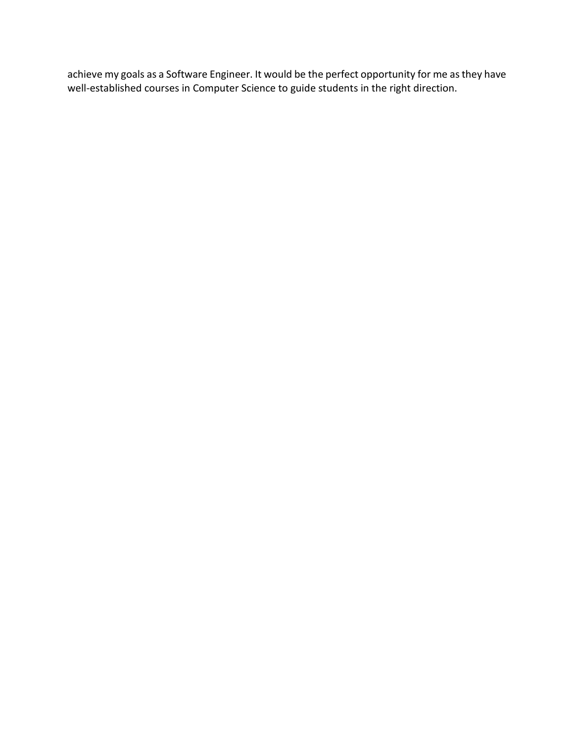achieve my goals as a Software Engineer. It would be the perfect opportunity for me as they have well-established courses in Computer Science to guide students in the right direction.